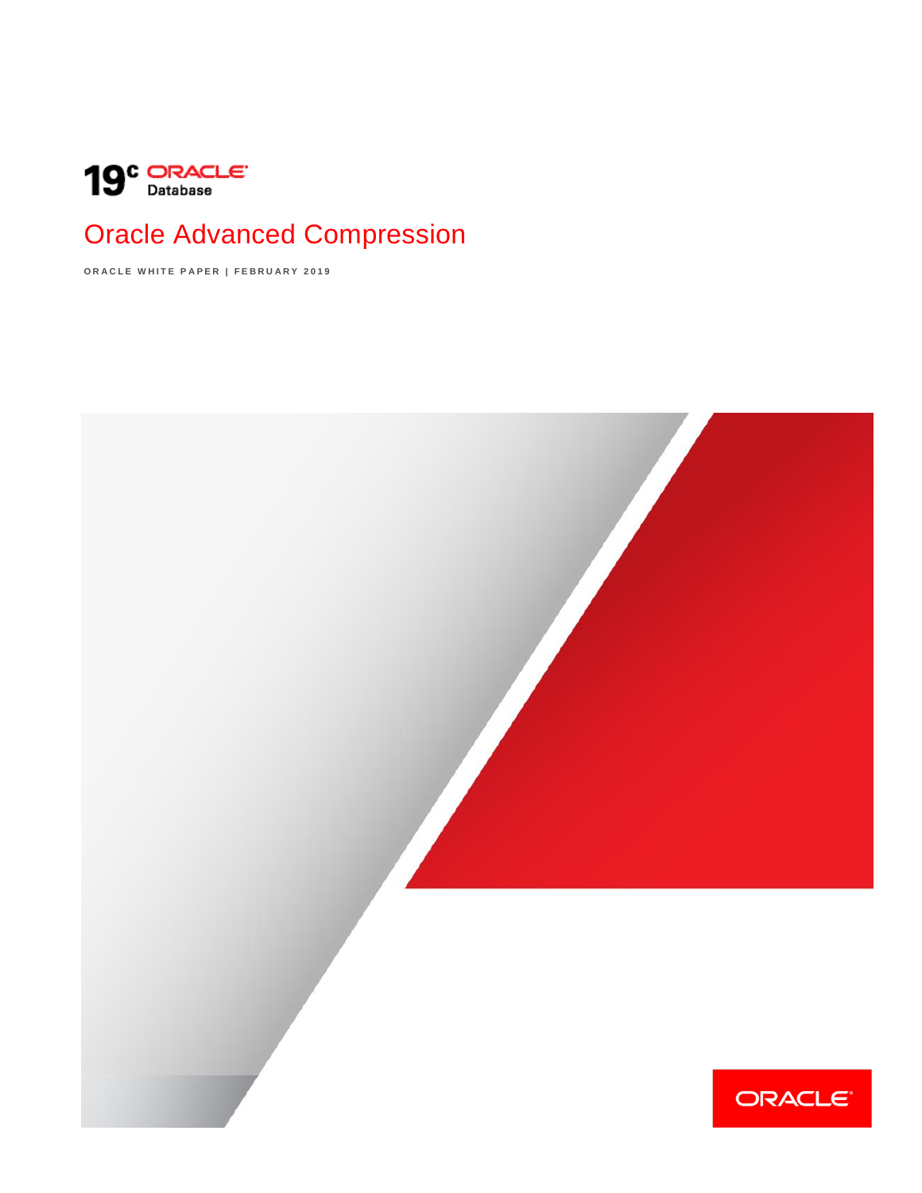19c ORACLE Database

# Oracle Advanced Compression

ORACLE WHITE PAPER | FEBRUARY 2019

ORACLE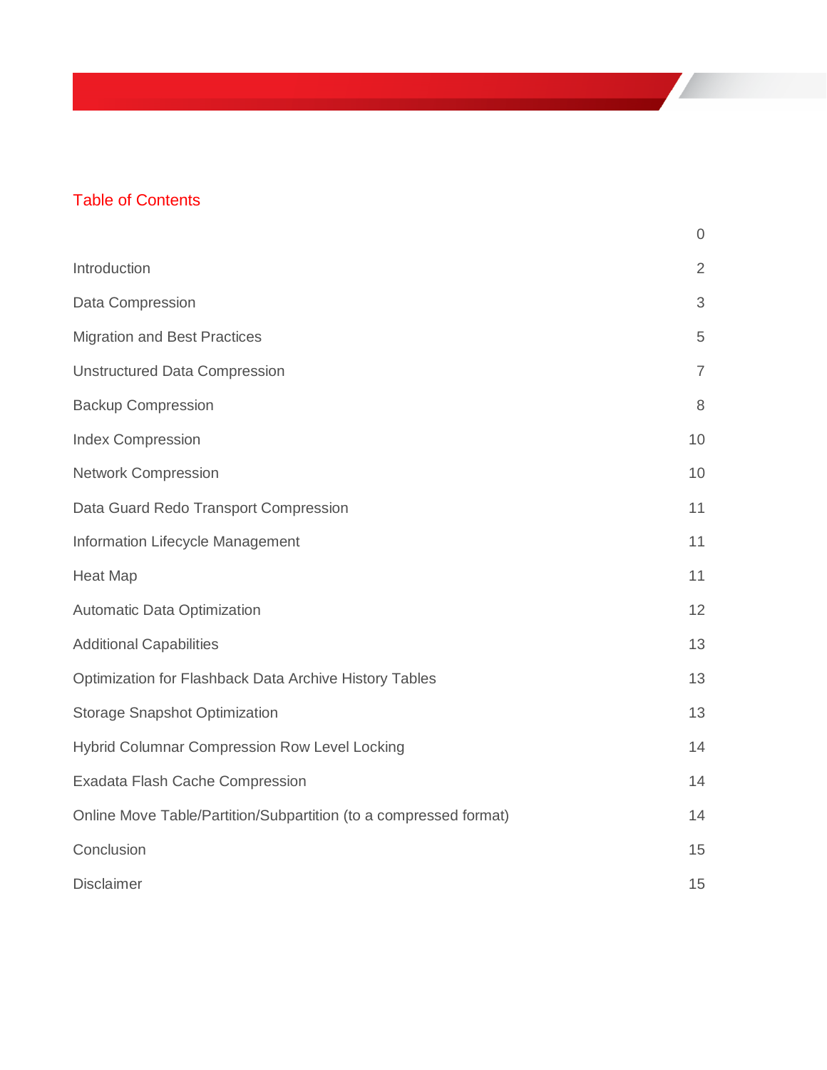## Table of Contents

| | |
|---|---|
| | 0 |
| Introduction | 2 |
| Data Compression | 3 |
| Migration and Best Practices | 5 |
| Unstructured Data Compression | 7 |
| Backup Compression | 8 |
| Index Compression | 10 |
| Network Compression | 10 |
| Data Guard Redo Transport Compression | 11 |
| Information Lifecycle Management | 11 |
| Heat Map | 11 |
| Automatic Data Optimization | 12 |
| Additional Capabilities | 13 |
| Optimization for Flashback Data Archive History Tables | 13 |
| Storage Snapshot Optimization | 13 |
| Hybrid Columnar Compression Row Level Locking | 14 |
| Exadata Flash Cache Compression | 14 |
| Online Move Table/Partition/Subpartition (to a compressed format) | 14 |
| Conclusion | 15 |
| Disclaimer | 15 |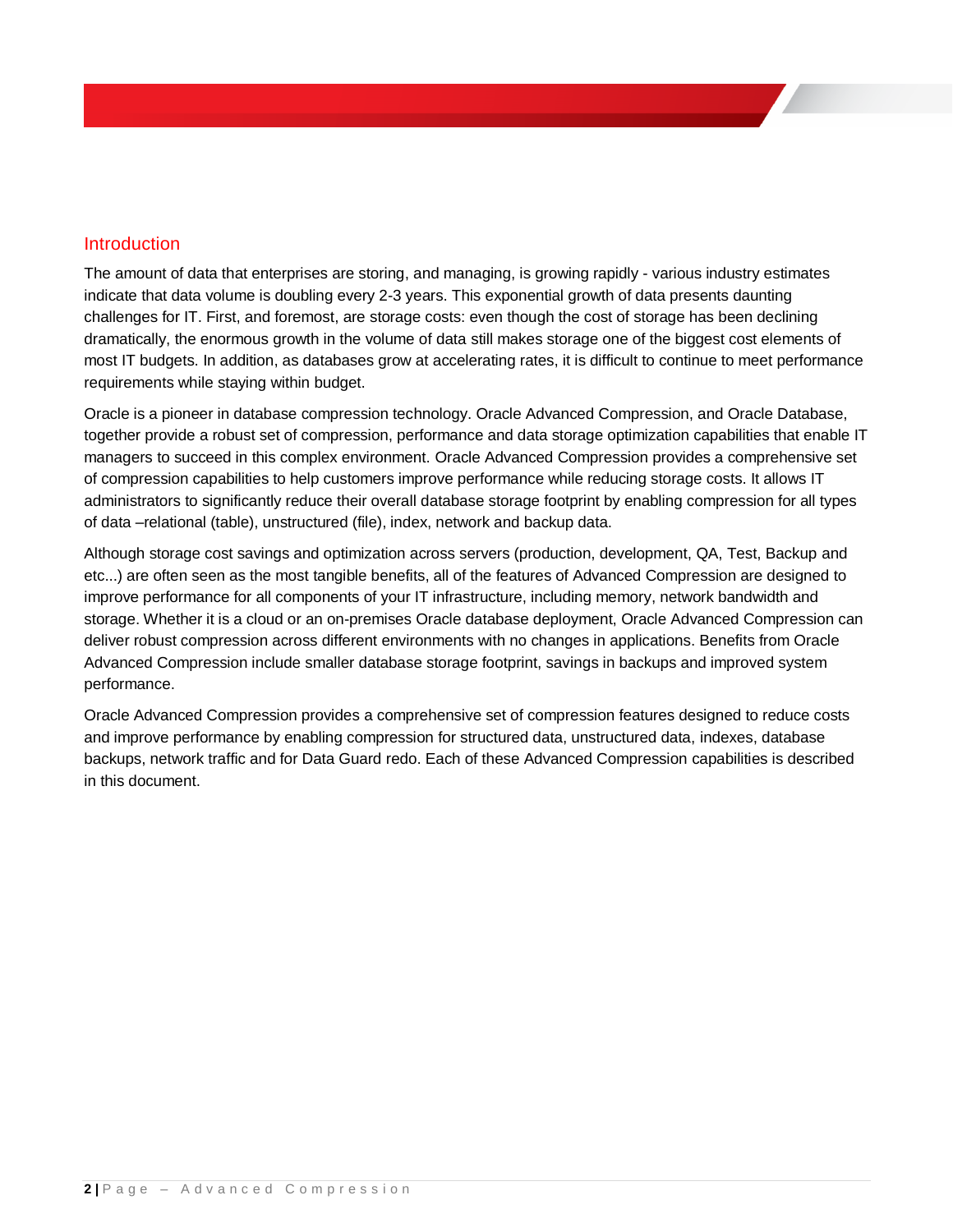## Introduction

The amount of data that enterprises are storing, and managing, is growing rapidly - various industry estimates indicate that data volume is doubling every 2-3 years. This exponential growth of data presents daunting challenges for IT. First, and foremost, are storage costs: even though the cost of storage has been declining dramatically, the enormous growth in the volume of data still makes storage one of the biggest cost elements of most IT budgets. In addition, as databases grow at accelerating rates, it is difficult to continue to meet performance requirements while staying within budget.

Oracle is a pioneer in database compression technology. Oracle Advanced Compression, and Oracle Database, together provide a robust set of compression, performance and data storage optimization capabilities that enable IT managers to succeed in this complex environment. Oracle Advanced Compression provides a comprehensive set of compression capabilities to help customers improve performance while reducing storage costs. It allows IT administrators to significantly reduce their overall database storage footprint by enabling compression for all types of data –relational (table), unstructured (file), index, network and backup data.

Although storage cost savings and optimization across servers (production, development, QA, Test, Backup and etc...) are often seen as the most tangible benefits, all of the features of Advanced Compression are designed to improve performance for all components of your IT infrastructure, including memory, network bandwidth and storage. Whether it is a cloud or an on-premises Oracle database deployment, Oracle Advanced Compression can deliver robust compression across different environments with no changes in applications. Benefits from Oracle Advanced Compression include smaller database storage footprint, savings in backups and improved system performance.

Oracle Advanced Compression provides a comprehensive set of compression features designed to reduce costs and improve performance by enabling compression for structured data, unstructured data, indexes, database backups, network traffic and for Data Guard redo. Each of these Advanced Compression capabilities is described in this document.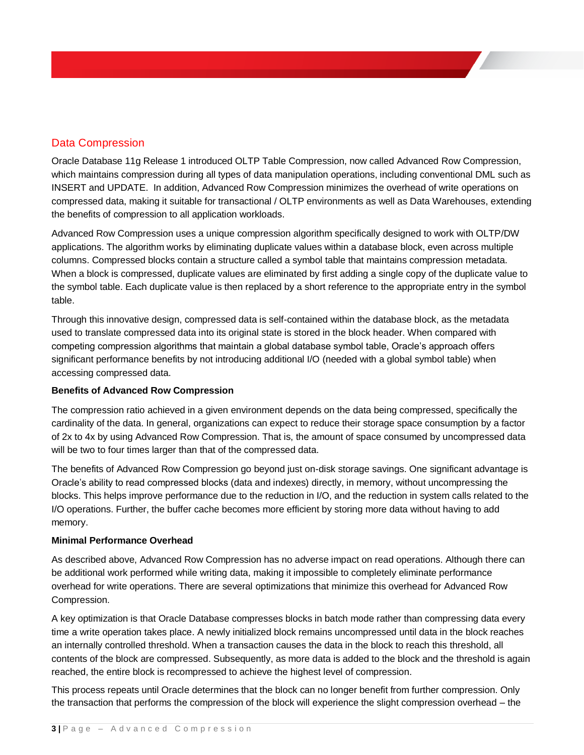## Data Compression

Oracle Database 11g Release 1 introduced OLTP Table Compression, now called Advanced Row Compression, which maintains compression during all types of data manipulation operations, including conventional DML such as INSERT and UPDATE. In addition, Advanced Row Compression minimizes the overhead of write operations on compressed data, making it suitable for transactional / OLTP environments as well as Data Warehouses, extending the benefits of compression to all application workloads.

Advanced Row Compression uses a unique compression algorithm specifically designed to work with OLTP/DW applications. The algorithm works by eliminating duplicate values within a database block, even across multiple columns. Compressed blocks contain a structure called a symbol table that maintains compression metadata. When a block is compressed, duplicate values are eliminated by first adding a single copy of the duplicate value to the symbol table. Each duplicate value is then replaced by a short reference to the appropriate entry in the symbol table.

Through this innovative design, compressed data is self-contained within the database block, as the metadata used to translate compressed data into its original state is stored in the block header. When compared with competing compression algorithms that maintain a global database symbol table, Oracle's approach offers significant performance benefits by not introducing additional I/O (needed with a global symbol table) when accessing compressed data.

**Benefits of Advanced Row Compression**

The compression ratio achieved in a given environment depends on the data being compressed, specifically the cardinality of the data. In general, organizations can expect to reduce their storage space consumption by a factor of 2x to 4x by using Advanced Row Compression. That is, the amount of space consumed by uncompressed data will be two to four times larger than that of the compressed data.

The benefits of Advanced Row Compression go beyond just on-disk storage savings. One significant advantage is Oracle's ability to read compressed blocks (data and indexes) directly, in memory, without uncompressing the blocks. This helps improve performance due to the reduction in I/O, and the reduction in system calls related to the I/O operations. Further, the buffer cache becomes more efficient by storing more data without having to add memory.

**Minimal Performance Overhead**

As described above, Advanced Row Compression has no adverse impact on read operations. Although there can be additional work performed while writing data, making it impossible to completely eliminate performance overhead for write operations. There are several optimizations that minimize this overhead for Advanced Row Compression.

A key optimization is that Oracle Database compresses blocks in batch mode rather than compressing data every time a write operation takes place. A newly initialized block remains uncompressed until data in the block reaches an internally controlled threshold. When a transaction causes the data in the block to reach this threshold, all contents of the block are compressed. Subsequently, as more data is added to the block and the threshold is again reached, the entire block is recompressed to achieve the highest level of compression.

This process repeats until Oracle determines that the block can no longer benefit from further compression. Only the transaction that performs the compression of the block will experience the slight compression overhead – the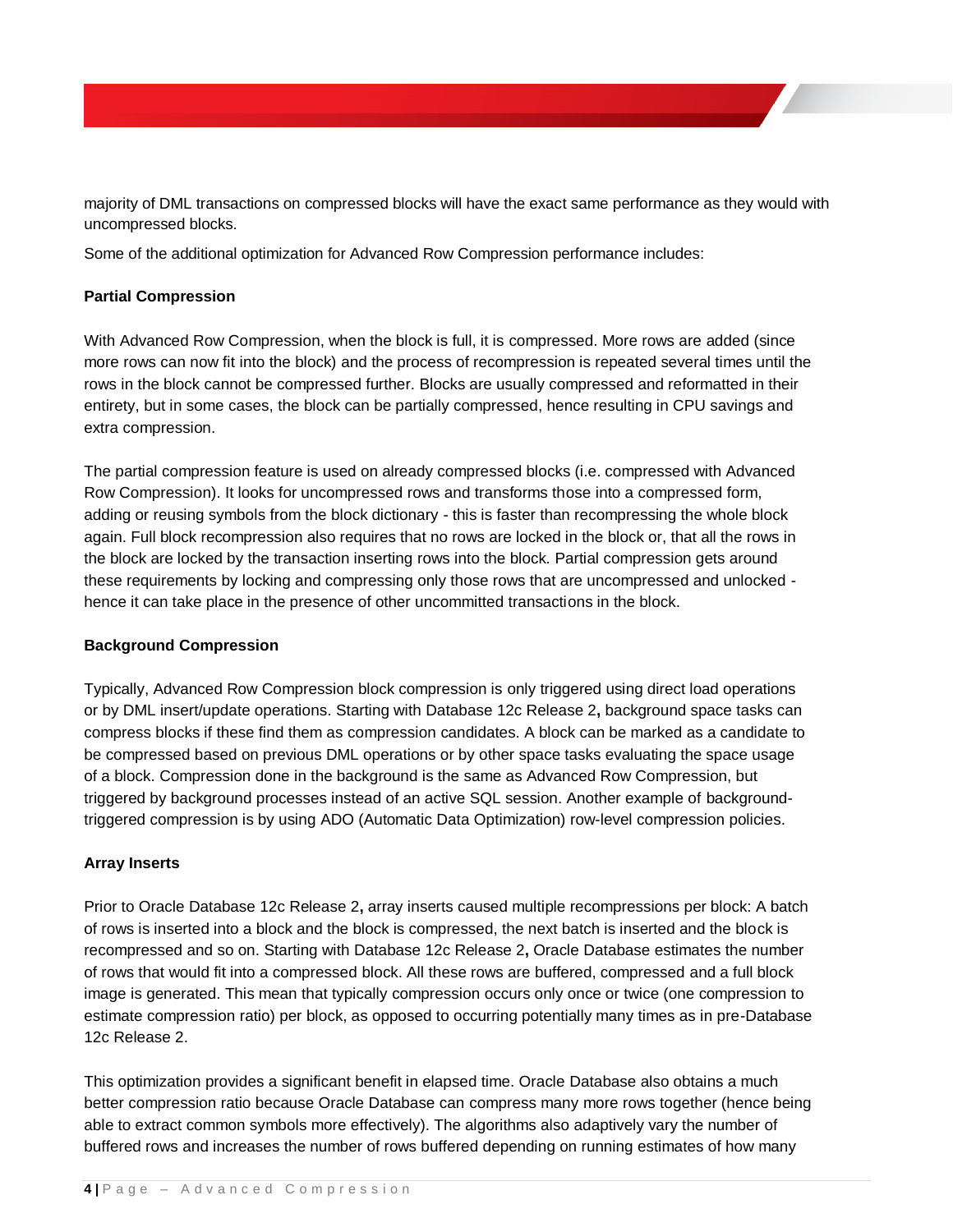majority of DML transactions on compressed blocks will have the exact same performance as they would with uncompressed blocks.

Some of the additional optimization for Advanced Row Compression performance includes:

**Partial Compression**

With Advanced Row Compression, when the block is full, it is compressed. More rows are added (since more rows can now fit into the block) and the process of recompression is repeated several times until the rows in the block cannot be compressed further. Blocks are usually compressed and reformatted in their entirety, but in some cases, the block can be partially compressed, hence resulting in CPU savings and extra compression.

The partial compression feature is used on already compressed blocks (i.e. compressed with Advanced Row Compression). It looks for uncompressed rows and transforms those into a compressed form, adding or reusing symbols from the block dictionary - this is faster than recompressing the whole block again. Full block recompression also requires that no rows are locked in the block or, that all the rows in the block are locked by the transaction inserting rows into the block. Partial compression gets around these requirements by locking and compressing only those rows that are uncompressed and unlocked - hence it can take place in the presence of other uncommitted transactions in the block.

**Background Compression**

Typically, Advanced Row Compression block compression is only triggered using direct load operations or by DML insert/update operations. Starting with Database 12c Release 2**,** background space tasks can compress blocks if these find them as compression candidates. A block can be marked as a candidate to be compressed based on previous DML operations or by other space tasks evaluating the space usage of a block. Compression done in the background is the same as Advanced Row Compression, but triggered by background processes instead of an active SQL session. Another example of background-triggered compression is by using ADO (Automatic Data Optimization) row-level compression policies.

**Array Inserts**

Prior to Oracle Database 12c Release 2**,** array inserts caused multiple recompressions per block: A batch of rows is inserted into a block and the block is compressed, the next batch is inserted and the block is recompressed and so on. Starting with Database 12c Release 2**,** Oracle Database estimates the number of rows that would fit into a compressed block. All these rows are buffered, compressed and a full block image is generated. This mean that typically compression occurs only once or twice (one compression to estimate compression ratio) per block, as opposed to occurring potentially many times as in pre-Database 12c Release 2.

This optimization provides a significant benefit in elapsed time. Oracle Database also obtains a much better compression ratio because Oracle Database can compress many more rows together (hence being able to extract common symbols more effectively). The algorithms also adaptively vary the number of buffered rows and increases the number of rows buffered depending on running estimates of how many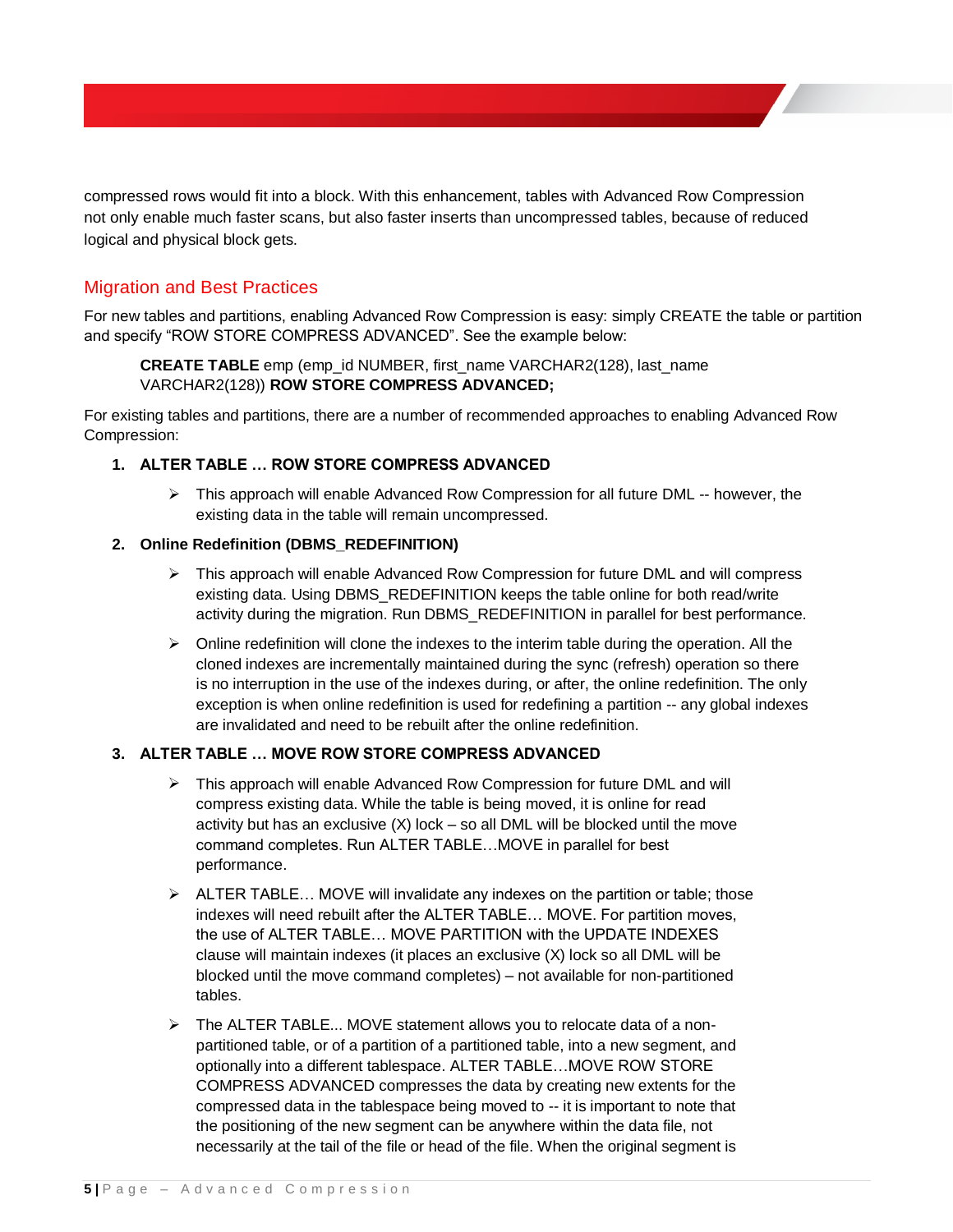compressed rows would fit into a block. With this enhancement, tables with Advanced Row Compression not only enable much faster scans, but also faster inserts than uncompressed tables, because of reduced logical and physical block gets.

## Migration and Best Practices

For new tables and partitions, enabling Advanced Row Compression is easy: simply CREATE the table or partition and specify “ROW STORE COMPRESS ADVANCED”. See the example below:

> **CREATE TABLE** emp (emp_id NUMBER, first_name VARCHAR2(128), last_name VARCHAR2(128)) **ROW STORE COMPRESS ADVANCED;**

For existing tables and partitions, there are a number of recommended approaches to enabling Advanced Row Compression:

1. **ALTER TABLE … ROW STORE COMPRESS ADVANCED**
   - This approach will enable Advanced Row Compression for all future DML -- however, the existing data in the table will remain uncompressed.
2. **Online Redefinition (DBMS_REDEFINITION)**
   - This approach will enable Advanced Row Compression for future DML and will compress existing data. Using DBMS_REDEFINITION keeps the table online for both read/write activity during the migration. Run DBMS_REDEFINITION in parallel for best performance.
   - Online redefinition will clone the indexes to the interim table during the operation. All the cloned indexes are incrementally maintained during the sync (refresh) operation so there is no interruption in the use of the indexes during, or after, the online redefinition. The only exception is when online redefinition is used for redefining a partition -- any global indexes are invalidated and need to be rebuilt after the online redefinition.
3. **ALTER TABLE … MOVE ROW STORE COMPRESS ADVANCED**
   - This approach will enable Advanced Row Compression for future DML and will compress existing data. While the table is being moved, it is online for read activity but has an exclusive (X) lock – so all DML will be blocked until the move command completes. Run ALTER TABLE…MOVE in parallel for best performance.
   - ALTER TABLE… MOVE will invalidate any indexes on the partition or table; those indexes will need rebuilt after the ALTER TABLE… MOVE. For partition moves, the use of ALTER TABLE… MOVE PARTITION with the UPDATE INDEXES clause will maintain indexes (it places an exclusive (X) lock so all DML will be blocked until the move command completes) – not available for non-partitioned tables.
   - The ALTER TABLE... MOVE statement allows you to relocate data of a non-partitioned table, or of a partition of a partitioned table, into a new segment, and optionally into a different tablespace. ALTER TABLE…MOVE ROW STORE COMPRESS ADVANCED compresses the data by creating new extents for the compressed data in the tablespace being moved to -- it is important to note that the positioning of the new segment can be anywhere within the data file, not necessarily at the tail of the file or head of the file. When the original segment is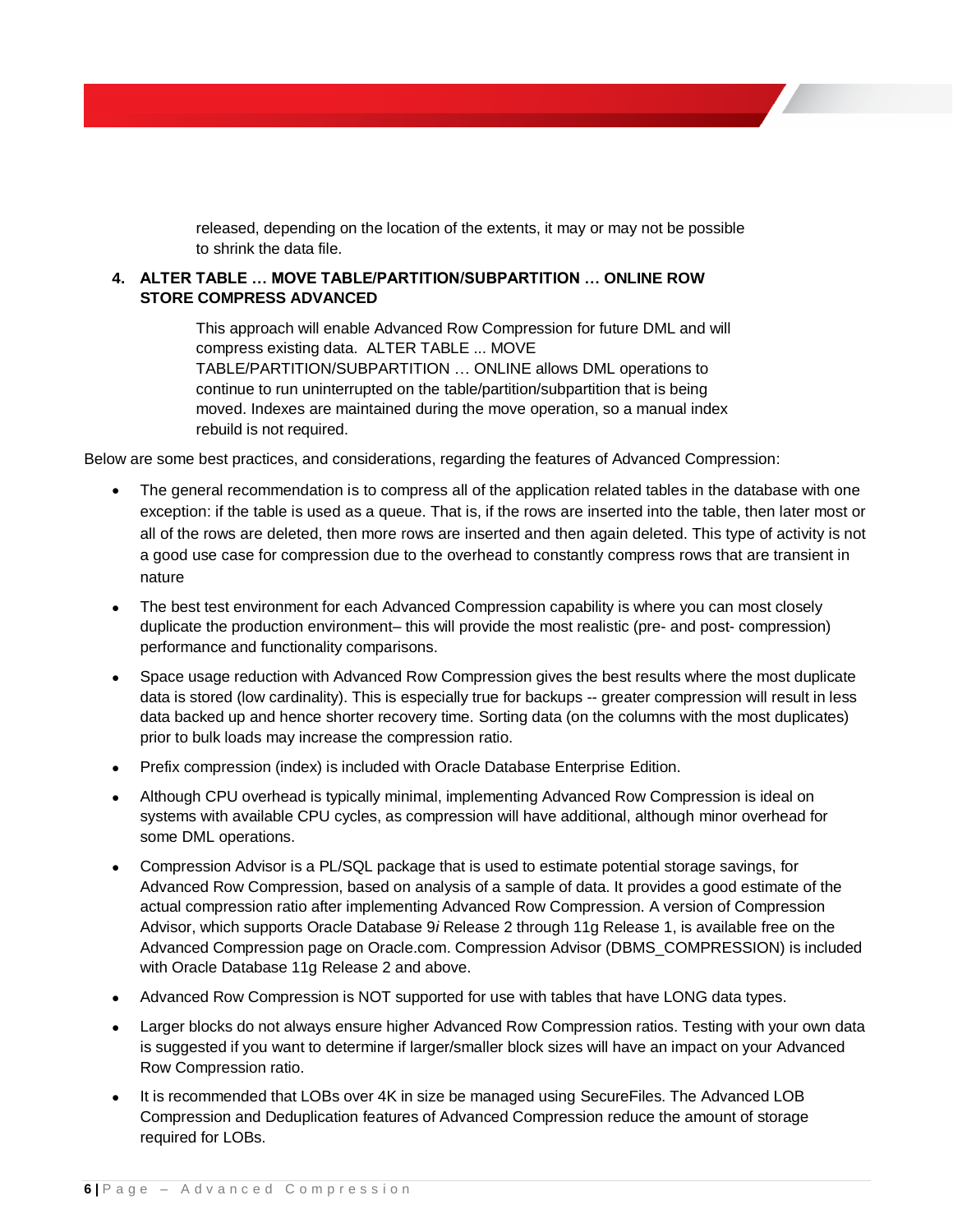released, depending on the location of the extents, it may or may not be possible to shrink the data file.

4. **ALTER TABLE … MOVE TABLE/PARTITION/SUBPARTITION … ONLINE ROW STORE COMPRESS ADVANCED**

   This approach will enable Advanced Row Compression for future DML and will compress existing data. ALTER TABLE ... MOVE TABLE/PARTITION/SUBPARTITION … ONLINE allows DML operations to continue to run uninterrupted on the table/partition/subpartition that is being moved. Indexes are maintained during the move operation, so a manual index rebuild is not required.

Below are some best practices, and considerations, regarding the features of Advanced Compression:

- The general recommendation is to compress all of the application related tables in the database with one exception: if the table is used as a queue. That is, if the rows are inserted into the table, then later most or all of the rows are deleted, then more rows are inserted and then again deleted. This type of activity is not a good use case for compression due to the overhead to constantly compress rows that are transient in nature
- The best test environment for each Advanced Compression capability is where you can most closely duplicate the production environment– this will provide the most realistic (pre- and post- compression) performance and functionality comparisons.
- Space usage reduction with Advanced Row Compression gives the best results where the most duplicate data is stored (low cardinality). This is especially true for backups -- greater compression will result in less data backed up and hence shorter recovery time. Sorting data (on the columns with the most duplicates) prior to bulk loads may increase the compression ratio.
- Prefix compression (index) is included with Oracle Database Enterprise Edition.
- Although CPU overhead is typically minimal, implementing Advanced Row Compression is ideal on systems with available CPU cycles, as compression will have additional, although minor overhead for some DML operations.
- Compression Advisor is a PL/SQL package that is used to estimate potential storage savings, for Advanced Row Compression, based on analysis of a sample of data. It provides a good estimate of the actual compression ratio after implementing Advanced Row Compression. A version of Compression Advisor, which supports Oracle Database 9*i* Release 2 through 11g Release 1, is available free on the Advanced Compression page on Oracle.com. Compression Advisor (DBMS_COMPRESSION) is included with Oracle Database 11g Release 2 and above.
- Advanced Row Compression is NOT supported for use with tables that have LONG data types.
- Larger blocks do not always ensure higher Advanced Row Compression ratios. Testing with your own data is suggested if you want to determine if larger/smaller block sizes will have an impact on your Advanced Row Compression ratio.
- It is recommended that LOBs over 4K in size be managed using SecureFiles. The Advanced LOB Compression and Deduplication features of Advanced Compression reduce the amount of storage required for LOBs.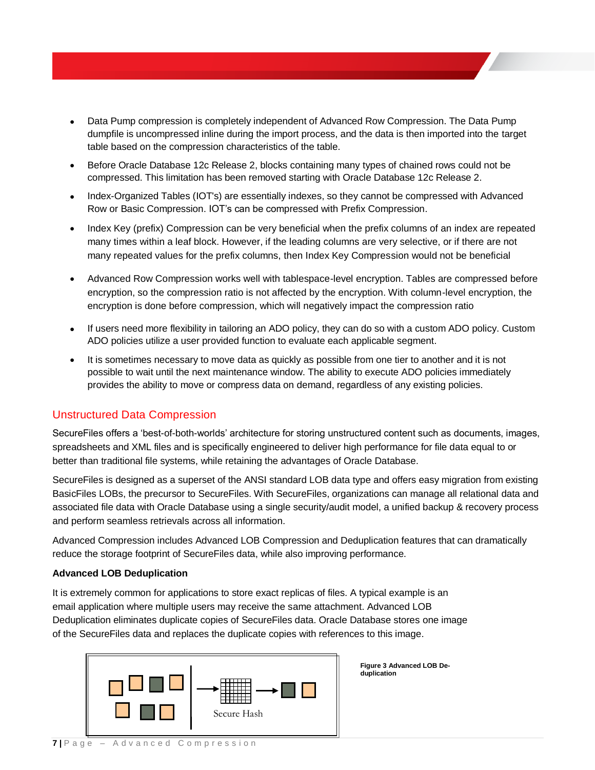- Data Pump compression is completely independent of Advanced Row Compression. The Data Pump dumpfile is uncompressed inline during the import process, and the data is then imported into the target table based on the compression characteristics of the table.
- Before Oracle Database 12c Release 2, blocks containing many types of chained rows could not be compressed. This limitation has been removed starting with Oracle Database 12c Release 2.
- Index-Organized Tables (IOT's) are essentially indexes, so they cannot be compressed with Advanced Row or Basic Compression. IOT's can be compressed with Prefix Compression.
- Index Key (prefix) Compression can be very beneficial when the prefix columns of an index are repeated many times within a leaf block. However, if the leading columns are very selective, or if there are not many repeated values for the prefix columns, then Index Key Compression would not be beneficial
- Advanced Row Compression works well with tablespace-level encryption. Tables are compressed before encryption, so the compression ratio is not affected by the encryption. With column-level encryption, the encryption is done before compression, which will negatively impact the compression ratio
- If users need more flexibility in tailoring an ADO policy, they can do so with a custom ADO policy. Custom ADO policies utilize a user provided function to evaluate each applicable segment.
- It is sometimes necessary to move data as quickly as possible from one tier to another and it is not possible to wait until the next maintenance window. The ability to execute ADO policies immediately provides the ability to move or compress data on demand, regardless of any existing policies.

## Unstructured Data Compression

SecureFiles offers a 'best-of-both-worlds' architecture for storing unstructured content such as documents, images, spreadsheets and XML files and is specifically engineered to deliver high performance for file data equal to or better than traditional file systems, while retaining the advantages of Oracle Database.

SecureFiles is designed as a superset of the ANSI standard LOB data type and offers easy migration from existing BasicFiles LOBs, the precursor to SecureFiles. With SecureFiles, organizations can manage all relational data and associated file data with Oracle Database using a single security/audit model, a unified backup & recovery process and perform seamless retrievals across all information.

Advanced Compression includes Advanced LOB Compression and Deduplication features that can dramatically reduce the storage footprint of SecureFiles data, while also improving performance.

**Advanced LOB Deduplication**

It is extremely common for applications to store exact replicas of files. A typical example is an email application where multiple users may receive the same attachment. Advanced LOB Deduplication eliminates duplicate copies of SecureFiles data. Oracle Database stores one image of the SecureFiles data and replaces the duplicate copies with references to this image.

Secure Hash

**Figure 3 Advanced LOB De-duplication**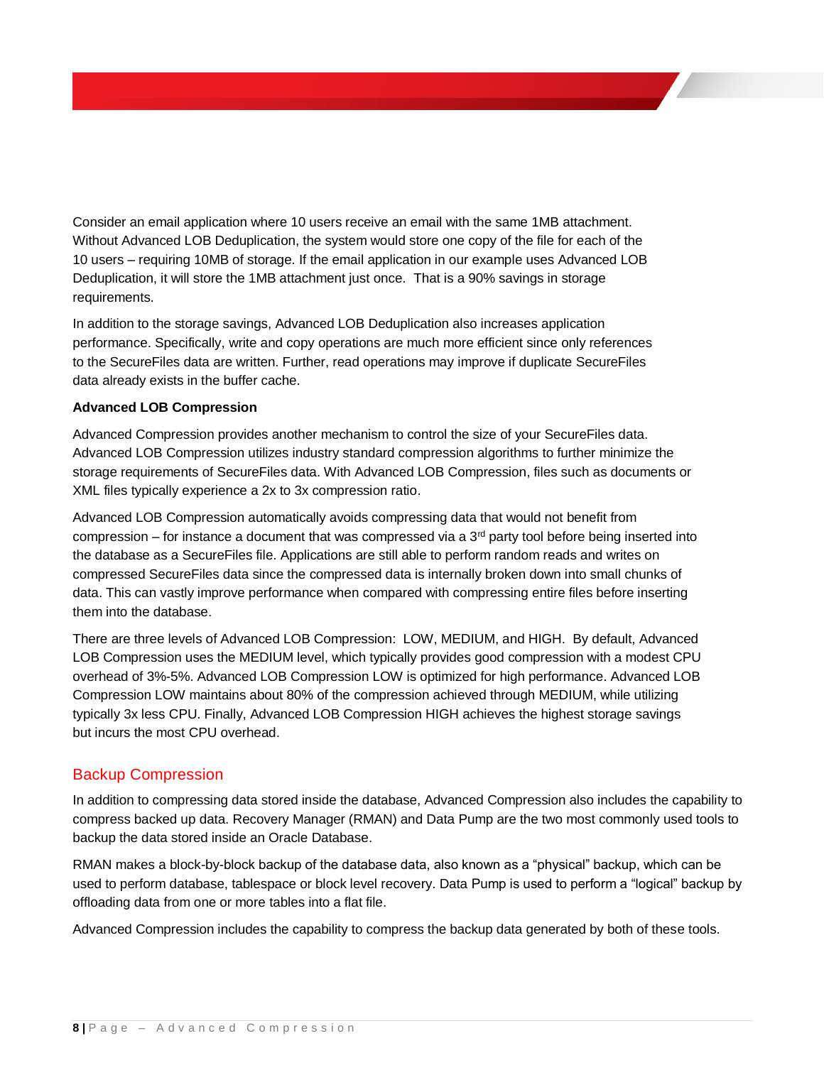Consider an email application where 10 users receive an email with the same 1MB attachment. Without Advanced LOB Deduplication, the system would store one copy of the file for each of the 10 users – requiring 10MB of storage. If the email application in our example uses Advanced LOB Deduplication, it will store the 1MB attachment just once. That is a 90% savings in storage requirements.

In addition to the storage savings, Advanced LOB Deduplication also increases application performance. Specifically, write and copy operations are much more efficient since only references to the SecureFiles data are written. Further, read operations may improve if duplicate SecureFiles data already exists in the buffer cache.

**Advanced LOB Compression**

Advanced Compression provides another mechanism to control the size of your SecureFiles data. Advanced LOB Compression utilizes industry standard compression algorithms to further minimize the storage requirements of SecureFiles data. With Advanced LOB Compression, files such as documents or XML files typically experience a 2x to 3x compression ratio.

Advanced LOB Compression automatically avoids compressing data that would not benefit from compression – for instance a document that was compressed via a 3rd party tool before being inserted into the database as a SecureFiles file. Applications are still able to perform random reads and writes on compressed SecureFiles data since the compressed data is internally broken down into small chunks of data. This can vastly improve performance when compared with compressing entire files before inserting them into the database.

There are three levels of Advanced LOB Compression: LOW, MEDIUM, and HIGH. By default, Advanced LOB Compression uses the MEDIUM level, which typically provides good compression with a modest CPU overhead of 3%-5%. Advanced LOB Compression LOW is optimized for high performance. Advanced LOB Compression LOW maintains about 80% of the compression achieved through MEDIUM, while utilizing typically 3x less CPU. Finally, Advanced LOB Compression HIGH achieves the highest storage savings but incurs the most CPU overhead.

## Backup Compression

In addition to compressing data stored inside the database, Advanced Compression also includes the capability to compress backed up data. Recovery Manager (RMAN) and Data Pump are the two most commonly used tools to backup the data stored inside an Oracle Database.

RMAN makes a block-by-block backup of the database data, also known as a “physical” backup, which can be used to perform database, tablespace or block level recovery. Data Pump is used to perform a “logical” backup by offloading data from one or more tables into a flat file.

Advanced Compression includes the capability to compress the backup data generated by both of these tools.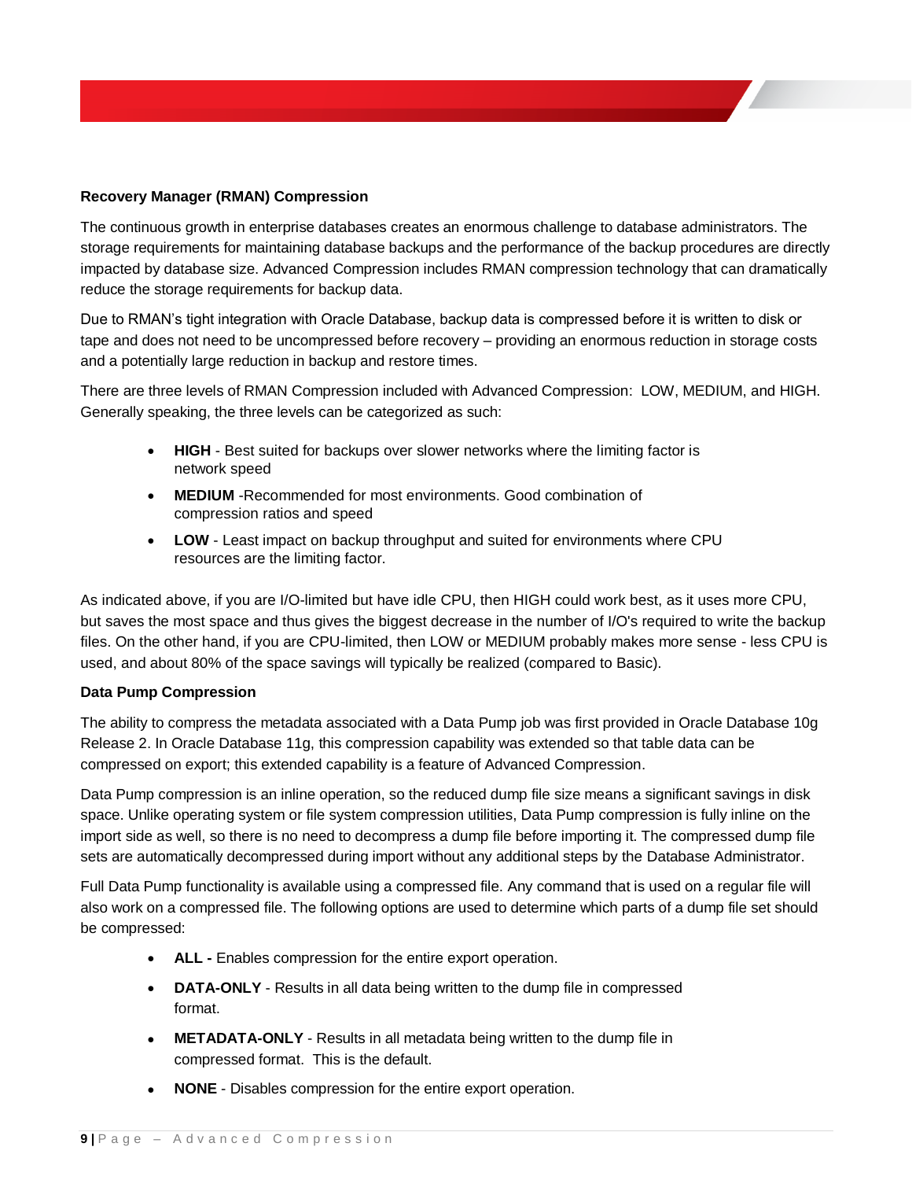**Recovery Manager (RMAN) Compression**

The continuous growth in enterprise databases creates an enormous challenge to database administrators. The storage requirements for maintaining database backups and the performance of the backup procedures are directly impacted by database size. Advanced Compression includes RMAN compression technology that can dramatically reduce the storage requirements for backup data.

Due to RMAN's tight integration with Oracle Database, backup data is compressed before it is written to disk or tape and does not need to be uncompressed before recovery – providing an enormous reduction in storage costs and a potentially large reduction in backup and restore times.

There are three levels of RMAN Compression included with Advanced Compression: LOW, MEDIUM, and HIGH. Generally speaking, the three levels can be categorized as such:

- **HIGH** - Best suited for backups over slower networks where the limiting factor is network speed
- **MEDIUM** -Recommended for most environments. Good combination of compression ratios and speed
- **LOW** - Least impact on backup throughput and suited for environments where CPU resources are the limiting factor.

As indicated above, if you are I/O-limited but have idle CPU, then HIGH could work best, as it uses more CPU, but saves the most space and thus gives the biggest decrease in the number of I/O's required to write the backup files. On the other hand, if you are CPU-limited, then LOW or MEDIUM probably makes more sense - less CPU is used, and about 80% of the space savings will typically be realized (compared to Basic).

**Data Pump Compression**

The ability to compress the metadata associated with a Data Pump job was first provided in Oracle Database 10g Release 2. In Oracle Database 11g, this compression capability was extended so that table data can be compressed on export; this extended capability is a feature of Advanced Compression.

Data Pump compression is an inline operation, so the reduced dump file size means a significant savings in disk space. Unlike operating system or file system compression utilities, Data Pump compression is fully inline on the import side as well, so there is no need to decompress a dump file before importing it. The compressed dump file sets are automatically decompressed during import without any additional steps by the Database Administrator.

Full Data Pump functionality is available using a compressed file. Any command that is used on a regular file will also work on a compressed file. The following options are used to determine which parts of a dump file set should be compressed:

- **ALL -** Enables compression for the entire export operation.
- **DATA-ONLY** - Results in all data being written to the dump file in compressed format.
- **METADATA-ONLY** - Results in all metadata being written to the dump file in compressed format. This is the default.
- **NONE** - Disables compression for the entire export operation.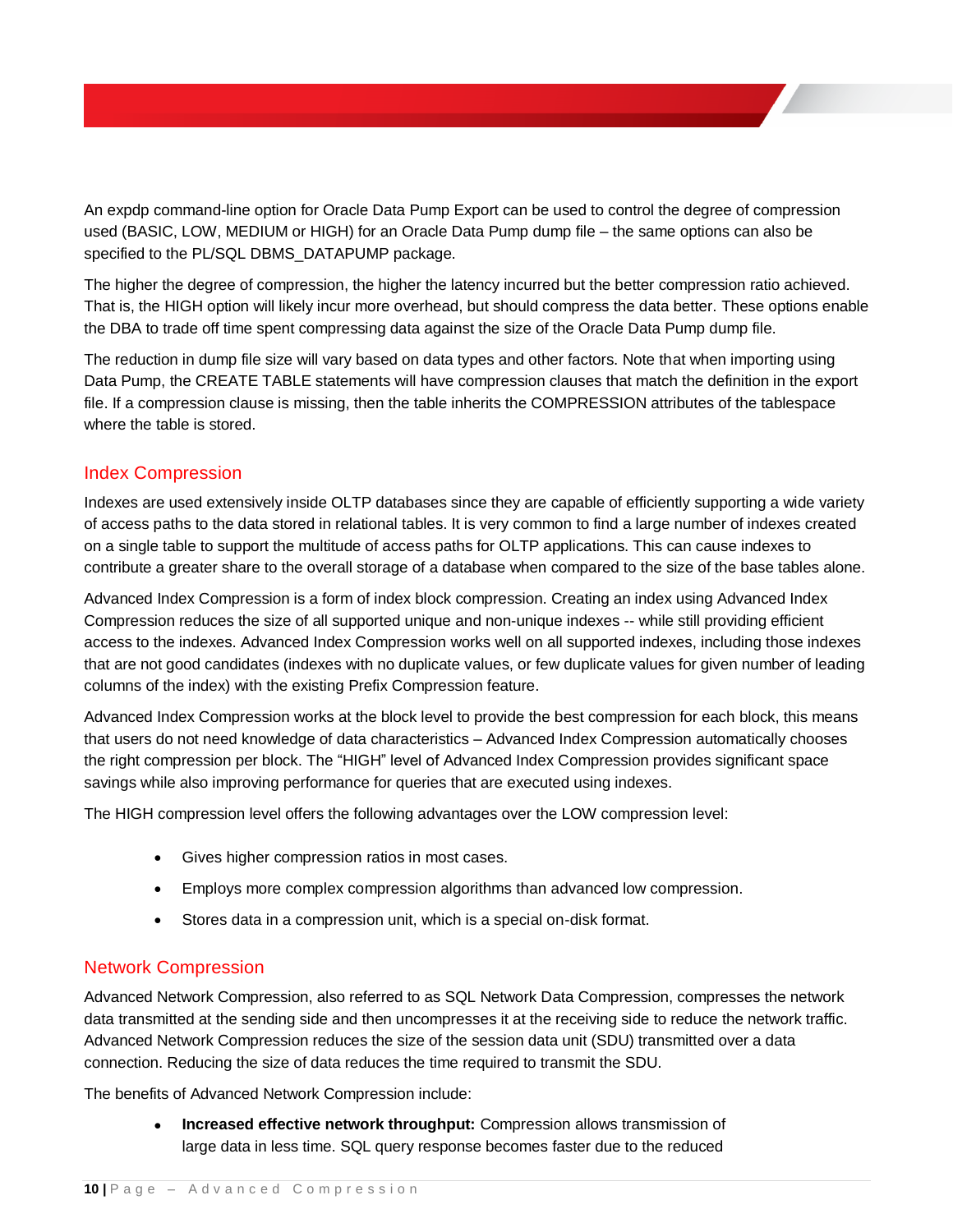An expdp command-line option for Oracle Data Pump Export can be used to control the degree of compression used (BASIC, LOW, MEDIUM or HIGH) for an Oracle Data Pump dump file – the same options can also be specified to the PL/SQL DBMS_DATAPUMP package.

The higher the degree of compression, the higher the latency incurred but the better compression ratio achieved. That is, the HIGH option will likely incur more overhead, but should compress the data better. These options enable the DBA to trade off time spent compressing data against the size of the Oracle Data Pump dump file.

The reduction in dump file size will vary based on data types and other factors. Note that when importing using Data Pump, the CREATE TABLE statements will have compression clauses that match the definition in the export file. If a compression clause is missing, then the table inherits the COMPRESSION attributes of the tablespace where the table is stored.

## Index Compression

Indexes are used extensively inside OLTP databases since they are capable of efficiently supporting a wide variety of access paths to the data stored in relational tables. It is very common to find a large number of indexes created on a single table to support the multitude of access paths for OLTP applications. This can cause indexes to contribute a greater share to the overall storage of a database when compared to the size of the base tables alone.

Advanced Index Compression is a form of index block compression. Creating an index using Advanced Index Compression reduces the size of all supported unique and non-unique indexes -- while still providing efficient access to the indexes. Advanced Index Compression works well on all supported indexes, including those indexes that are not good candidates (indexes with no duplicate values, or few duplicate values for given number of leading columns of the index) with the existing Prefix Compression feature.

Advanced Index Compression works at the block level to provide the best compression for each block, this means that users do not need knowledge of data characteristics – Advanced Index Compression automatically chooses the right compression per block. The "HIGH" level of Advanced Index Compression provides significant space savings while also improving performance for queries that are executed using indexes.

The HIGH compression level offers the following advantages over the LOW compression level:

- Gives higher compression ratios in most cases.
- Employs more complex compression algorithms than advanced low compression.
- Stores data in a compression unit, which is a special on-disk format.

## Network Compression

Advanced Network Compression, also referred to as SQL Network Data Compression, compresses the network data transmitted at the sending side and then uncompresses it at the receiving side to reduce the network traffic. Advanced Network Compression reduces the size of the session data unit (SDU) transmitted over a data connection. Reducing the size of data reduces the time required to transmit the SDU.

The benefits of Advanced Network Compression include:

- **Increased effective network throughput:** Compression allows transmission of large data in less time. SQL query response becomes faster due to the reduced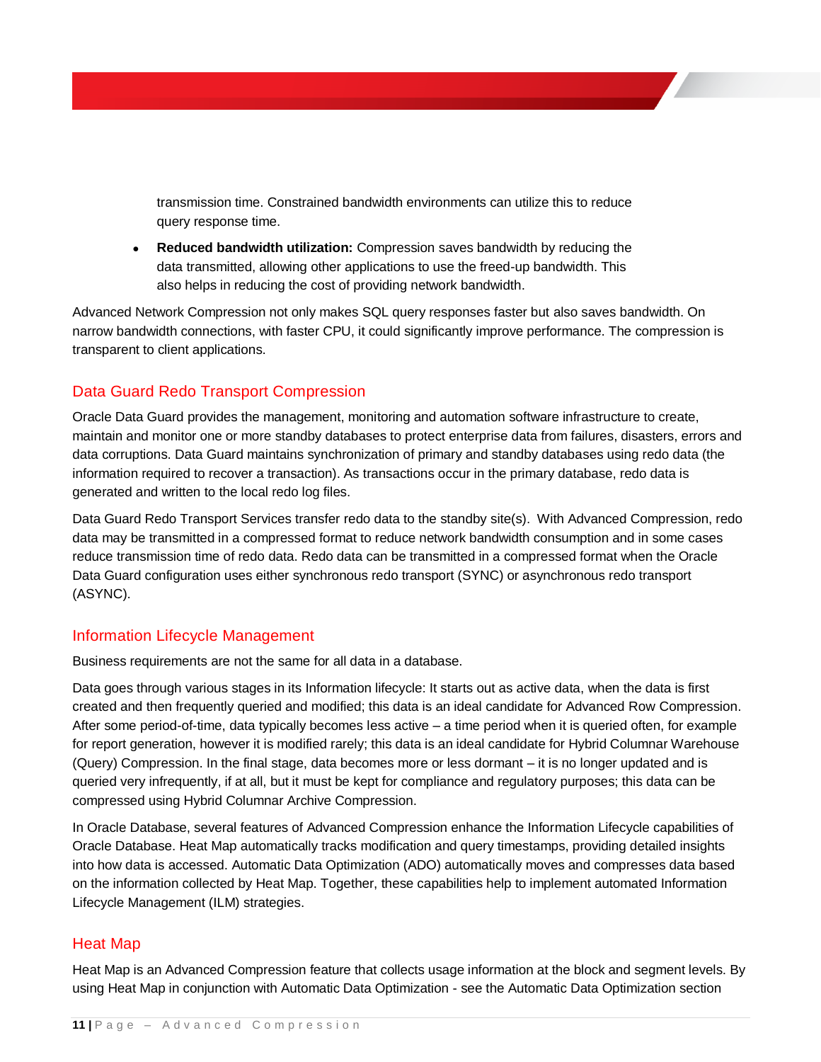transmission time. Constrained bandwidth environments can utilize this to reduce query response time.

- **Reduced bandwidth utilization:** Compression saves bandwidth by reducing the data transmitted, allowing other applications to use the freed-up bandwidth. This also helps in reducing the cost of providing network bandwidth.

Advanced Network Compression not only makes SQL query responses faster but also saves bandwidth. On narrow bandwidth connections, with faster CPU, it could significantly improve performance. The compression is transparent to client applications.

## Data Guard Redo Transport Compression

Oracle Data Guard provides the management, monitoring and automation software infrastructure to create, maintain and monitor one or more standby databases to protect enterprise data from failures, disasters, errors and data corruptions. Data Guard maintains synchronization of primary and standby databases using redo data (the information required to recover a transaction). As transactions occur in the primary database, redo data is generated and written to the local redo log files.

Data Guard Redo Transport Services transfer redo data to the standby site(s). With Advanced Compression, redo data may be transmitted in a compressed format to reduce network bandwidth consumption and in some cases reduce transmission time of redo data. Redo data can be transmitted in a compressed format when the Oracle Data Guard configuration uses either synchronous redo transport (SYNC) or asynchronous redo transport (ASYNC).

## Information Lifecycle Management

Business requirements are not the same for all data in a database.

Data goes through various stages in its Information lifecycle: It starts out as active data, when the data is first created and then frequently queried and modified; this data is an ideal candidate for Advanced Row Compression. After some period-of-time, data typically becomes less active – a time period when it is queried often, for example for report generation, however it is modified rarely; this data is an ideal candidate for Hybrid Columnar Warehouse (Query) Compression. In the final stage, data becomes more or less dormant – it is no longer updated and is queried very infrequently, if at all, but it must be kept for compliance and regulatory purposes; this data can be compressed using Hybrid Columnar Archive Compression.

In Oracle Database, several features of Advanced Compression enhance the Information Lifecycle capabilities of Oracle Database. Heat Map automatically tracks modification and query timestamps, providing detailed insights into how data is accessed. Automatic Data Optimization (ADO) automatically moves and compresses data based on the information collected by Heat Map. Together, these capabilities help to implement automated Information Lifecycle Management (ILM) strategies.

## Heat Map

Heat Map is an Advanced Compression feature that collects usage information at the block and segment levels. By using Heat Map in conjunction with Automatic Data Optimization - see the Automatic Data Optimization section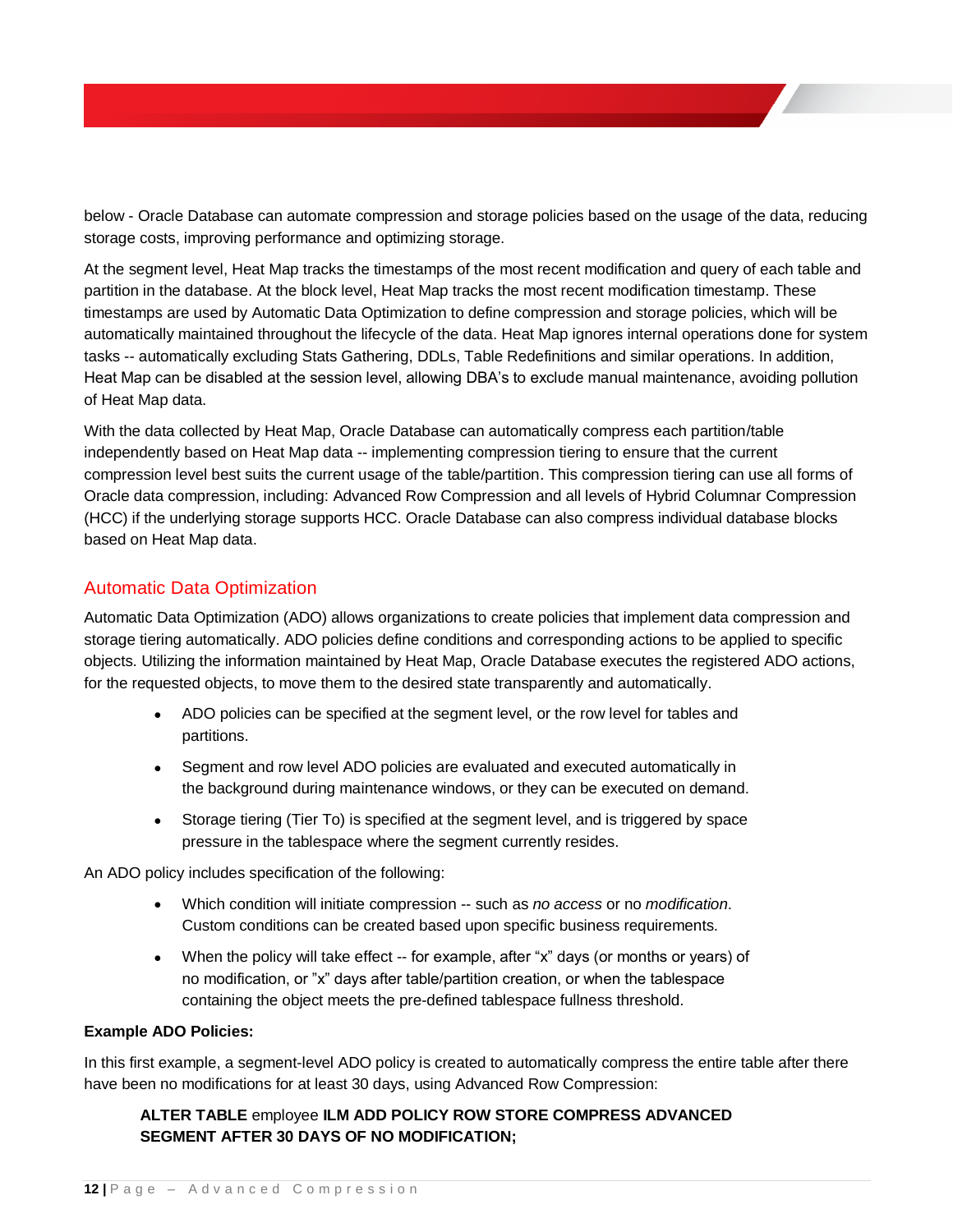below - Oracle Database can automate compression and storage policies based on the usage of the data, reducing storage costs, improving performance and optimizing storage.

At the segment level, Heat Map tracks the timestamps of the most recent modification and query of each table and partition in the database. At the block level, Heat Map tracks the most recent modification timestamp. These timestamps are used by Automatic Data Optimization to define compression and storage policies, which will be automatically maintained throughout the lifecycle of the data. Heat Map ignores internal operations done for system tasks -- automatically excluding Stats Gathering, DDLs, Table Redefinitions and similar operations. In addition, Heat Map can be disabled at the session level, allowing DBA's to exclude manual maintenance, avoiding pollution of Heat Map data.

With the data collected by Heat Map, Oracle Database can automatically compress each partition/table independently based on Heat Map data -- implementing compression tiering to ensure that the current compression level best suits the current usage of the table/partition. This compression tiering can use all forms of Oracle data compression, including: Advanced Row Compression and all levels of Hybrid Columnar Compression (HCC) if the underlying storage supports HCC. Oracle Database can also compress individual database blocks based on Heat Map data.

## Automatic Data Optimization

Automatic Data Optimization (ADO) allows organizations to create policies that implement data compression and storage tiering automatically. ADO policies define conditions and corresponding actions to be applied to specific objects. Utilizing the information maintained by Heat Map, Oracle Database executes the registered ADO actions, for the requested objects, to move them to the desired state transparently and automatically.

- ADO policies can be specified at the segment level, or the row level for tables and partitions.
- Segment and row level ADO policies are evaluated and executed automatically in the background during maintenance windows, or they can be executed on demand.
- Storage tiering (Tier To) is specified at the segment level, and is triggered by space pressure in the tablespace where the segment currently resides.

An ADO policy includes specification of the following:

- Which condition will initiate compression -- such as *no access* or no *modification*. Custom conditions can be created based upon specific business requirements.
- When the policy will take effect -- for example, after "x" days (or months or years) of no modification, or "x" days after table/partition creation, or when the tablespace containing the object meets the pre-defined tablespace fullness threshold.

**Example ADO Policies:**

In this first example, a segment-level ADO policy is created to automatically compress the entire table after there have been no modifications for at least 30 days, using Advanced Row Compression:

```
ALTER TABLE employee ILM ADD POLICY ROW STORE COMPRESS ADVANCED
SEGMENT AFTER 30 DAYS OF NO MODIFICATION;
```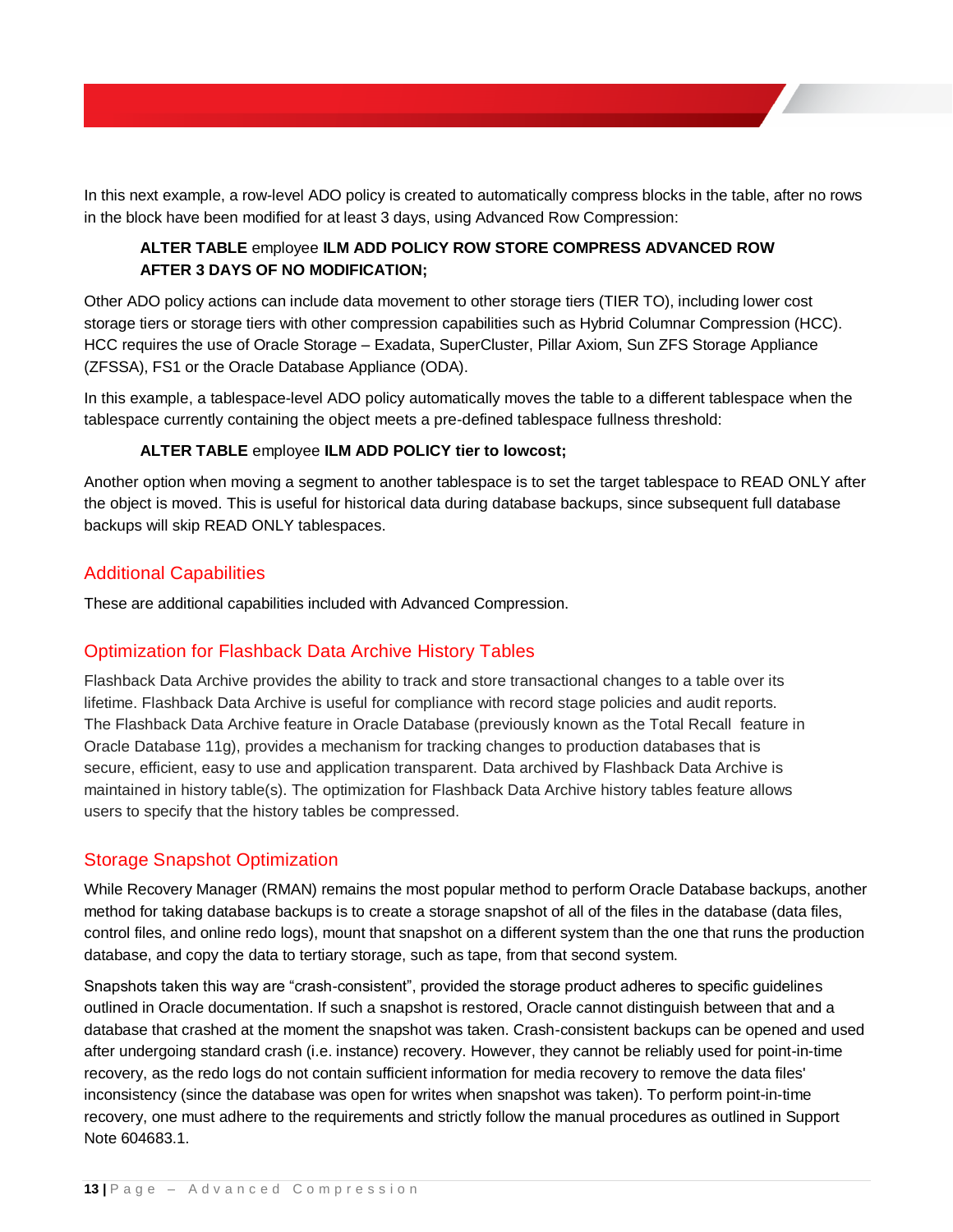In this next example, a row-level ADO policy is created to automatically compress blocks in the table, after no rows in the block have been modified for at least 3 days, using Advanced Row Compression:

> **ALTER TABLE** employee **ILM ADD POLICY ROW STORE COMPRESS ADVANCED ROW AFTER 3 DAYS OF NO MODIFICATION;**

Other ADO policy actions can include data movement to other storage tiers (TIER TO), including lower cost storage tiers or storage tiers with other compression capabilities such as Hybrid Columnar Compression (HCC). HCC requires the use of Oracle Storage – Exadata, SuperCluster, Pillar Axiom, Sun ZFS Storage Appliance (ZFSSA), FS1 or the Oracle Database Appliance (ODA).

In this example, a tablespace-level ADO policy automatically moves the table to a different tablespace when the tablespace currently containing the object meets a pre-defined tablespace fullness threshold:

> **ALTER TABLE** employee **ILM ADD POLICY tier to lowcost;**

Another option when moving a segment to another tablespace is to set the target tablespace to READ ONLY after the object is moved. This is useful for historical data during database backups, since subsequent full database backups will skip READ ONLY tablespaces.

## Additional Capabilities

These are additional capabilities included with Advanced Compression.

## Optimization for Flashback Data Archive History Tables

Flashback Data Archive provides the ability to track and store transactional changes to a table over its lifetime. Flashback Data Archive is useful for compliance with record stage policies and audit reports. The Flashback Data Archive feature in Oracle Database (previously known as the Total Recall feature in Oracle Database 11g), provides a mechanism for tracking changes to production databases that is secure, efficient, easy to use and application transparent. Data archived by Flashback Data Archive is maintained in history table(s). The optimization for Flashback Data Archive history tables feature allows users to specify that the history tables be compressed.

## Storage Snapshot Optimization

While Recovery Manager (RMAN) remains the most popular method to perform Oracle Database backups, another method for taking database backups is to create a storage snapshot of all of the files in the database (data files, control files, and online redo logs), mount that snapshot on a different system than the one that runs the production database, and copy the data to tertiary storage, such as tape, from that second system.

Snapshots taken this way are “crash-consistent”, provided the storage product adheres to specific guidelines outlined in Oracle documentation. If such a snapshot is restored, Oracle cannot distinguish between that and a database that crashed at the moment the snapshot was taken. Crash-consistent backups can be opened and used after undergoing standard crash (i.e. instance) recovery. However, they cannot be reliably used for point-in-time recovery, as the redo logs do not contain sufficient information for media recovery to remove the data files' inconsistency (since the database was open for writes when snapshot was taken). To perform point-in-time recovery, one must adhere to the requirements and strictly follow the manual procedures as outlined in Support Note 604683.1.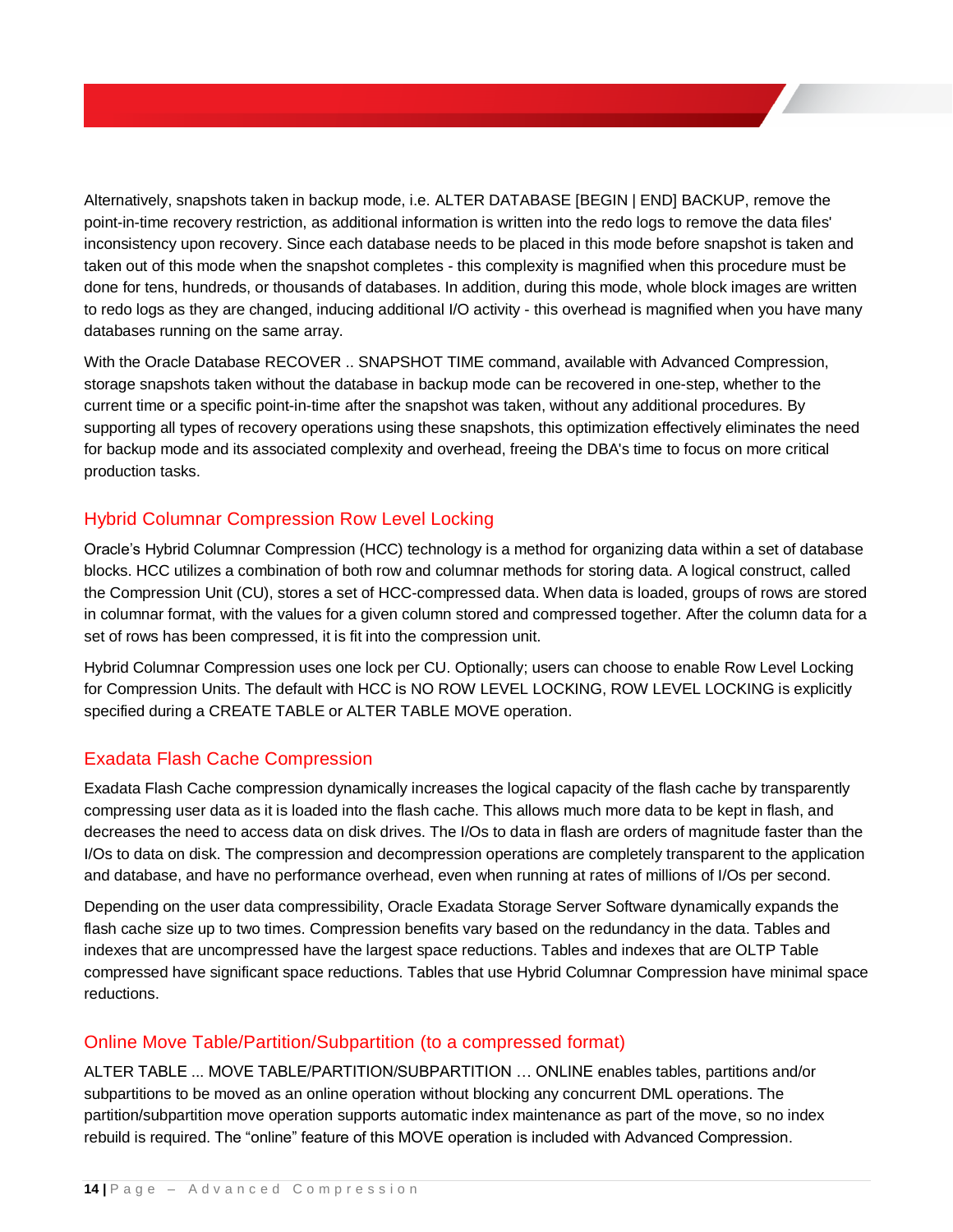Alternatively, snapshots taken in backup mode, i.e. ALTER DATABASE [BEGIN | END] BACKUP, remove the point-in-time recovery restriction, as additional information is written into the redo logs to remove the data files' inconsistency upon recovery. Since each database needs to be placed in this mode before snapshot is taken and taken out of this mode when the snapshot completes - this complexity is magnified when this procedure must be done for tens, hundreds, or thousands of databases. In addition, during this mode, whole block images are written to redo logs as they are changed, inducing additional I/O activity - this overhead is magnified when you have many databases running on the same array.

With the Oracle Database RECOVER .. SNAPSHOT TIME command, available with Advanced Compression, storage snapshots taken without the database in backup mode can be recovered in one-step, whether to the current time or a specific point-in-time after the snapshot was taken, without any additional procedures. By supporting all types of recovery operations using these snapshots, this optimization effectively eliminates the need for backup mode and its associated complexity and overhead, freeing the DBA's time to focus on more critical production tasks.

## Hybrid Columnar Compression Row Level Locking

Oracle's Hybrid Columnar Compression (HCC) technology is a method for organizing data within a set of database blocks. HCC utilizes a combination of both row and columnar methods for storing data. A logical construct, called the Compression Unit (CU), stores a set of HCC-compressed data. When data is loaded, groups of rows are stored in columnar format, with the values for a given column stored and compressed together. After the column data for a set of rows has been compressed, it is fit into the compression unit.

Hybrid Columnar Compression uses one lock per CU. Optionally; users can choose to enable Row Level Locking for Compression Units. The default with HCC is NO ROW LEVEL LOCKING, ROW LEVEL LOCKING is explicitly specified during a CREATE TABLE or ALTER TABLE MOVE operation.

## Exadata Flash Cache Compression

Exadata Flash Cache compression dynamically increases the logical capacity of the flash cache by transparently compressing user data as it is loaded into the flash cache. This allows much more data to be kept in flash, and decreases the need to access data on disk drives. The I/Os to data in flash are orders of magnitude faster than the I/Os to data on disk. The compression and decompression operations are completely transparent to the application and database, and have no performance overhead, even when running at rates of millions of I/Os per second.

Depending on the user data compressibility, Oracle Exadata Storage Server Software dynamically expands the flash cache size up to two times. Compression benefits vary based on the redundancy in the data. Tables and indexes that are uncompressed have the largest space reductions. Tables and indexes that are OLTP Table compressed have significant space reductions. Tables that use Hybrid Columnar Compression have minimal space reductions.

## Online Move Table/Partition/Subpartition (to a compressed format)

ALTER TABLE ... MOVE TABLE/PARTITION/SUBPARTITION … ONLINE enables tables, partitions and/or subpartitions to be moved as an online operation without blocking any concurrent DML operations. The partition/subpartition move operation supports automatic index maintenance as part of the move, so no index rebuild is required. The "online" feature of this MOVE operation is included with Advanced Compression.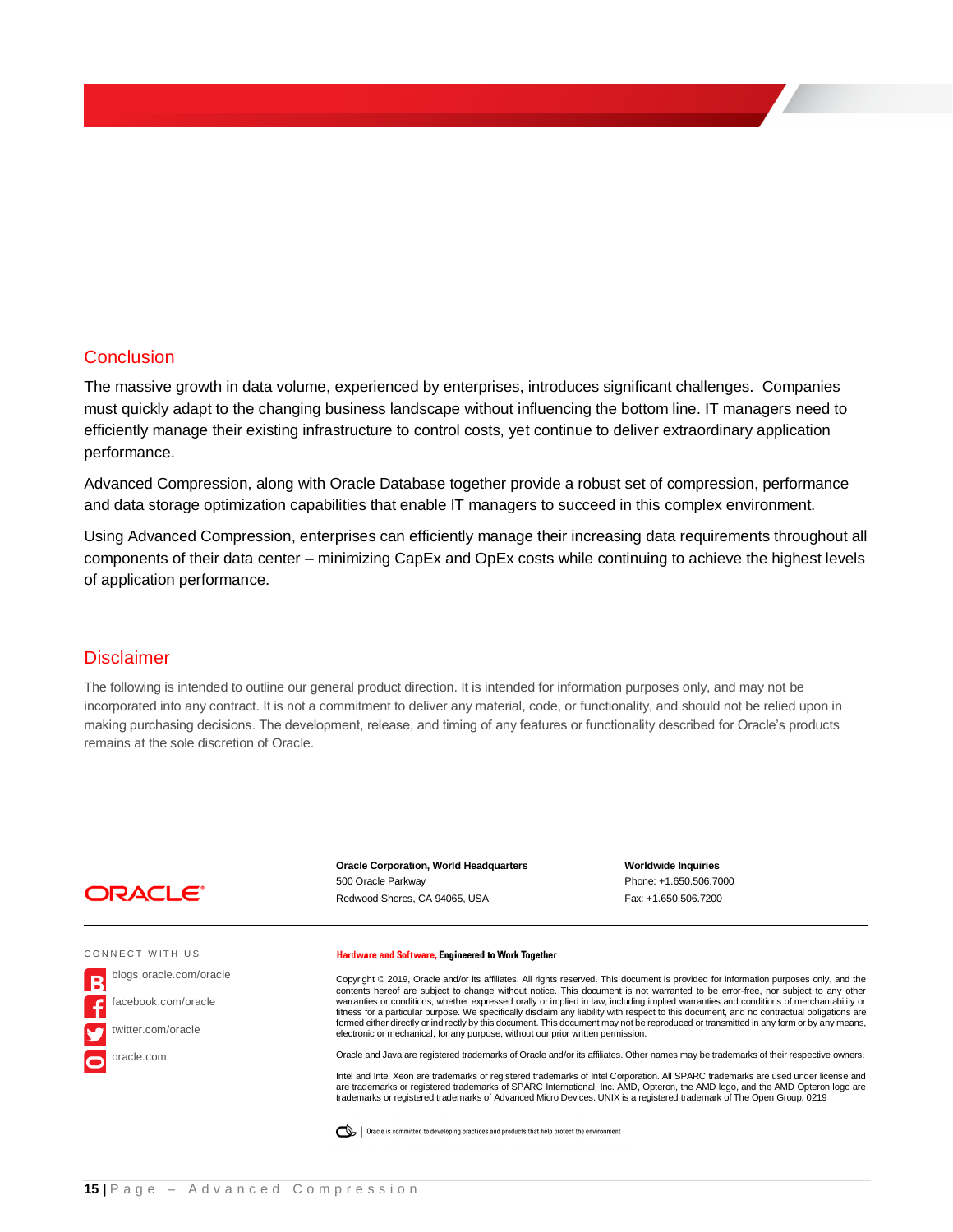## Conclusion

The massive growth in data volume, experienced by enterprises, introduces significant challenges. Companies must quickly adapt to the changing business landscape without influencing the bottom line. IT managers need to efficiently manage their existing infrastructure to control costs, yet continue to deliver extraordinary application performance.

Advanced Compression, along with Oracle Database together provide a robust set of compression, performance and data storage optimization capabilities that enable IT managers to succeed in this complex environment.

Using Advanced Compression, enterprises can efficiently manage their increasing data requirements throughout all components of their data center – minimizing CapEx and OpEx costs while continuing to achieve the highest levels of application performance.

## Disclaimer

The following is intended to outline our general product direction. It is intended for information purposes only, and may not be incorporated into any contract. It is not a commitment to deliver any material, code, or functionality, and should not be relied upon in making purchasing decisions. The development, release, and timing of any features or functionality described for Oracle's products remains at the sole discretion of Oracle.

ORACLE

**Oracle Corporation, World Headquarters**
500 Oracle Parkway
Redwood Shores, CA 94065, USA

**Worldwide Inquiries**
Phone: +1.650.506.7000
Fax: +1.650.506.7200

CONNECT WITH US

blogs.oracle.com/oracle
facebook.com/oracle
twitter.com/oracle
oracle.com

**Hardware and Software, Engineered to Work Together**

Copyright © 2019, Oracle and/or its affiliates. All rights reserved. This document is provided for information purposes only, and the contents hereof are subject to change without notice. This document is not warranted to be error-free, nor subject to any other warranties or conditions, whether expressed orally or implied in law, including implied warranties and conditions of merchantability or fitness for a particular purpose. We specifically disclaim any liability with respect to this document, and no contractual obligations are formed either directly or indirectly by this document. This document may not be reproduced or transmitted in any form or by any means, electronic or mechanical, for any purpose, without our prior written permission.

Oracle and Java are registered trademarks of Oracle and/or its affiliates. Other names may be trademarks of their respective owners.

Intel and Intel Xeon are trademarks or registered trademarks of Intel Corporation. All SPARC trademarks are used under license and are trademarks or registered trademarks of SPARC International, Inc. AMD, Opteron, the AMD logo, and the AMD Opteron logo are trademarks or registered trademarks of Advanced Micro Devices. UNIX is a registered trademark of The Open Group. 0219

Oracle is committed to developing practices and products that help protect the environment